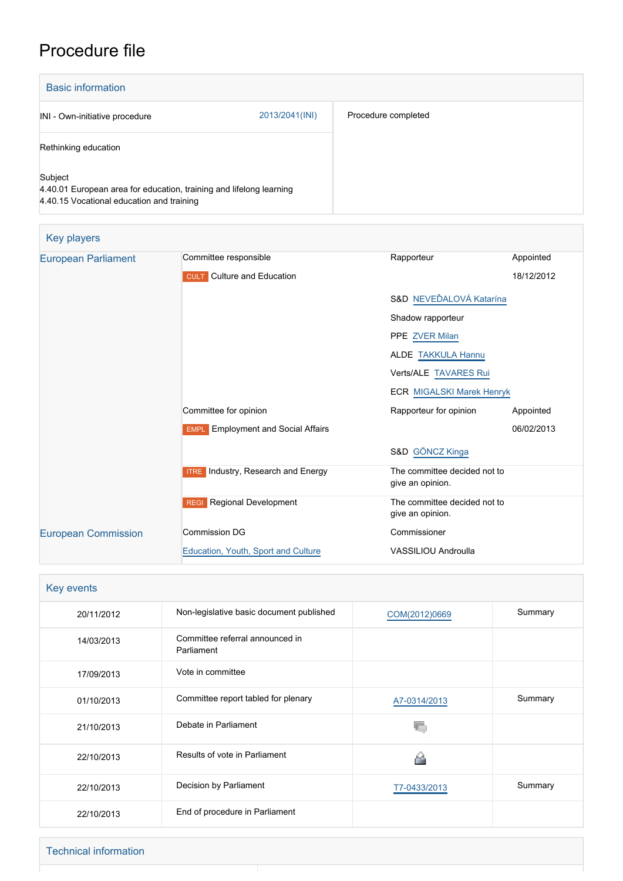# Procedure file

## Basic information

| | |
|---|---|
| INI - Own-initiative procedure 2013/2041(INI) | Procedure completed |
| Rethinking education | |
| Subject<br>4.40.01 European area for education, training and lifelong learning<br>4.40.15 Vocational education and training | |

## Key players

| | | | |
|---|---|---|---|
| European Parliament | Committee responsible | Rapporteur | Appointed |
| | CULT Culture and Education | | 18/12/2012 |
| | | S&D NEVEĎALOVÁ Katarína | |
| | | Shadow rapporteur | |
| | | PPE ZVER Milan | |
| | | ALDE TAKKULA Hannu | |
| | | Verts/ALE TAVARES Rui | |
| | | ECR MIGALSKI Marek Henryk | |
| | Committee for opinion | Rapporteur for opinion | Appointed |
| | EMPL Employment and Social Affairs | | 06/02/2013 |
| | | S&D GÖNCZ Kinga | |
| | ITRE Industry, Research and Energy | The committee decided not to give an opinion. | |
| | REGI Regional Development | The committee decided not to give an opinion. | |
| European Commission | Commission DG | Commissioner | |
| | Education, Youth, Sport and Culture | VASSILIOU Androulla | |

## Key events

| | | | |
|---|---|---|---|
| 20/11/2012 | Non-legislative basic document published | COM(2012)0669 | Summary |
| 14/03/2013 | Committee referral announced in Parliament | | |
| 17/09/2013 | Vote in committee | | |
| 01/10/2013 | Committee report tabled for plenary | A7-0314/2013 | Summary |
| 21/10/2013 | Debate in Parliament | | |
| 22/10/2013 | Results of vote in Parliament | | |
| 22/10/2013 | Decision by Parliament | T7-0433/2013 | Summary |
| 22/10/2013 | End of procedure in Parliament | | |

## Technical information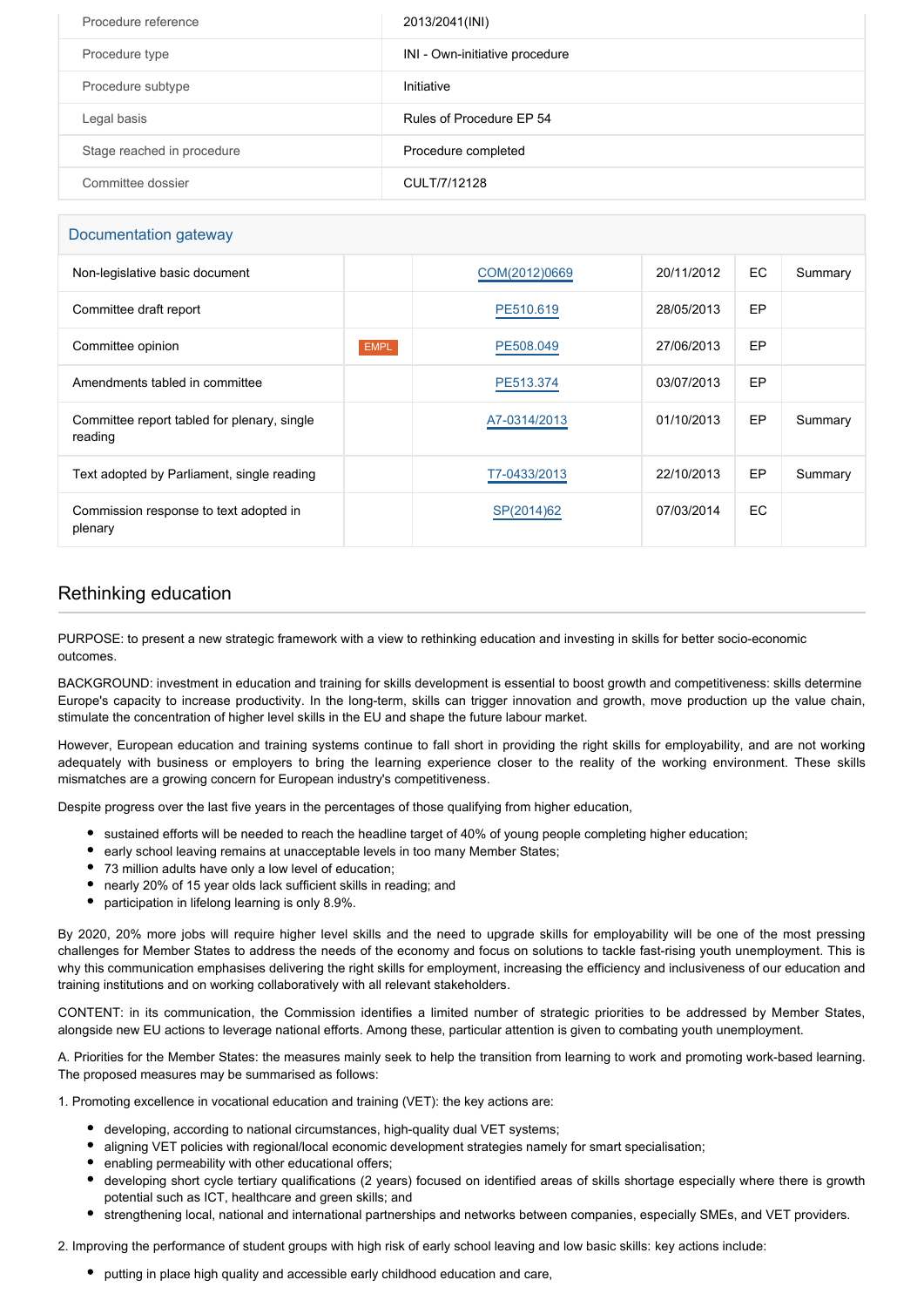| Procedure reference | 2013/2041(INI) |
| --- | --- |
| Procedure type | INI - Own-initiative procedure |
| Procedure subtype | Initiative |
| Legal basis | Rules of Procedure EP 54 |
| Stage reached in procedure | Procedure completed |
| Committee dossier | CULT/7/12128 |

## Documentation gateway

| Document | Committee | Reference | Date | Institution | Summary |
| --- | --- | --- | --- | --- | --- |
| Non-legislative basic document | | COM(2012)0669 | 20/11/2012 | EC | Summary |
| Committee draft report | | PE510.619 | 28/05/2013 | EP | |
| Committee opinion | EMPL | PE508.049 | 27/06/2013 | EP | |
| Amendments tabled in committee | | PE513.374 | 03/07/2013 | EP | |
| Committee report tabled for plenary, single reading | | A7-0314/2013 | 01/10/2013 | EP | Summary |
| Text adopted by Parliament, single reading | | T7-0433/2013 | 22/10/2013 | EP | Summary |
| Commission response to text adopted in plenary | | SP(2014)62 | 07/03/2014 | EC | |

## Rethinking education

PURPOSE: to present a new strategic framework with a view to rethinking education and investing in skills for better socio-economic outcomes.

BACKGROUND: investment in education and training for skills development is essential to boost growth and competitiveness: skills determine Europe's capacity to increase productivity. In the long-term, skills can trigger innovation and growth, move production up the value chain, stimulate the concentration of higher level skills in the EU and shape the future labour market.

However, European education and training systems continue to fall short in providing the right skills for employability, and are not working adequately with business or employers to bring the learning experience closer to the reality of the working environment. These skills mismatches are a growing concern for European industry's competitiveness.

Despite progress over the last five years in the percentages of those qualifying from higher education,

- sustained efforts will be needed to reach the headline target of 40% of young people completing higher education;
- early school leaving remains at unacceptable levels in too many Member States;
- 73 million adults have only a low level of education;
- nearly 20% of 15 year olds lack sufficient skills in reading; and
- participation in lifelong learning is only 8.9%.

By 2020, 20% more jobs will require higher level skills and the need to upgrade skills for employability will be one of the most pressing challenges for Member States to address the needs of the economy and focus on solutions to tackle fast-rising youth unemployment. This is why this communication emphasises delivering the right skills for employment, increasing the efficiency and inclusiveness of our education and training institutions and on working collaboratively with all relevant stakeholders.

CONTENT: in its communication, the Commission identifies a limited number of strategic priorities to be addressed by Member States, alongside new EU actions to leverage national efforts. Among these, particular attention is given to combating youth unemployment.

A. Priorities for the Member States: the measures mainly seek to help the transition from learning to work and promoting work-based learning. The proposed measures may be summarised as follows:

1. Promoting excellence in vocational education and training (VET): the key actions are:

- developing, according to national circumstances, high-quality dual VET systems;
- aligning VET policies with regional/local economic development strategies namely for smart specialisation;
- enabling permeability with other educational offers;
- developing short cycle tertiary qualifications (2 years) focused on identified areas of skills shortage especially where there is growth potential such as ICT, healthcare and green skills; and
- strengthening local, national and international partnerships and networks between companies, especially SMEs, and VET providers.

2. Improving the performance of student groups with high risk of early school leaving and low basic skills: key actions include:

- putting in place high quality and accessible early childhood education and care,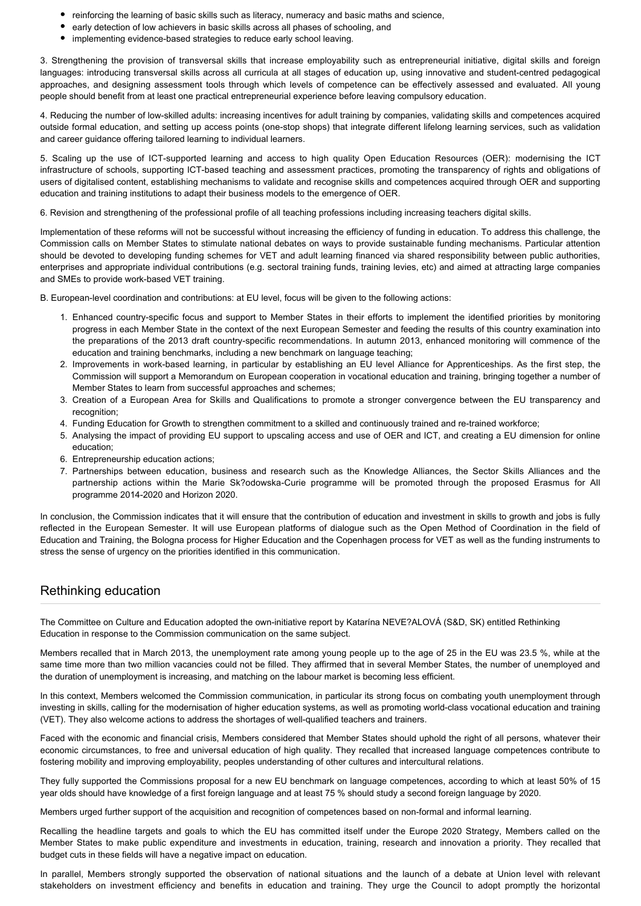- reinforcing the learning of basic skills such as literacy, numeracy and basic maths and science,
- early detection of low achievers in basic skills across all phases of schooling, and
- implementing evidence-based strategies to reduce early school leaving.

3. Strengthening the provision of transversal skills that increase employability such as entrepreneurial initiative, digital skills and foreign languages: introducing transversal skills across all curricula at all stages of education up, using innovative and student-centred pedagogical approaches, and designing assessment tools through which levels of competence can be effectively assessed and evaluated. All young people should benefit from at least one practical entrepreneurial experience before leaving compulsory education.

4. Reducing the number of low-skilled adults: increasing incentives for adult training by companies, validating skills and competences acquired outside formal education, and setting up access points (one-stop shops) that integrate different lifelong learning services, such as validation and career guidance offering tailored learning to individual learners.

5. Scaling up the use of ICT-supported learning and access to high quality Open Education Resources (OER): modernising the ICT infrastructure of schools, supporting ICT-based teaching and assessment practices, promoting the transparency of rights and obligations of users of digitalised content, establishing mechanisms to validate and recognise skills and competences acquired through OER and supporting education and training institutions to adapt their business models to the emergence of OER.

6. Revision and strengthening of the professional profile of all teaching professions including increasing teachers digital skills.

Implementation of these reforms will not be successful without increasing the efficiency of funding in education. To address this challenge, the Commission calls on Member States to stimulate national debates on ways to provide sustainable funding mechanisms. Particular attention should be devoted to developing funding schemes for VET and adult learning financed via shared responsibility between public authorities, enterprises and appropriate individual contributions (e.g. sectoral training funds, training levies, etc) and aimed at attracting large companies and SMEs to provide work-based VET training.

B. European-level coordination and contributions: at EU level, focus will be given to the following actions:

1. Enhanced country-specific focus and support to Member States in their efforts to implement the identified priorities by monitoring progress in each Member State in the context of the next European Semester and feeding the results of this country examination into the preparations of the 2013 draft country-specific recommendations. In autumn 2013, enhanced monitoring will commence of the education and training benchmarks, including a new benchmark on language teaching;
2. Improvements in work-based learning, in particular by establishing an EU level Alliance for Apprenticeships. As the first step, the Commission will support a Memorandum on European cooperation in vocational education and training, bringing together a number of Member States to learn from successful approaches and schemes;
3. Creation of a European Area for Skills and Qualifications to promote a stronger convergence between the EU transparency and recognition;
4. Funding Education for Growth to strengthen commitment to a skilled and continuously trained and re-trained workforce;
5. Analysing the impact of providing EU support to upscaling access and use of OER and ICT, and creating a EU dimension for online education;
6. Entrepreneurship education actions;
7. Partnerships between education, business and research such as the Knowledge Alliances, the Sector Skills Alliances and the partnership actions within the Marie Sk?odowska-Curie programme will be promoted through the proposed Erasmus for All programme 2014-2020 and Horizon 2020.

In conclusion, the Commission indicates that it will ensure that the contribution of education and investment in skills to growth and jobs is fully reflected in the European Semester. It will use European platforms of dialogue such as the Open Method of Coordination in the field of Education and Training, the Bologna process for Higher Education and the Copenhagen process for VET as well as the funding instruments to stress the sense of urgency on the priorities identified in this communication.

## Rethinking education

The Committee on Culture and Education adopted the own-initiative report by Katarína NEVE?ALOVÁ (S&D, SK) entitled Rethinking Education in response to the Commission communication on the same subject.

Members recalled that in March 2013, the unemployment rate among young people up to the age of 25 in the EU was 23.5 %, while at the same time more than two million vacancies could not be filled. They affirmed that in several Member States, the number of unemployed and the duration of unemployment is increasing, and matching on the labour market is becoming less efficient.

In this context, Members welcomed the Commission communication, in particular its strong focus on combating youth unemployment through investing in skills, calling for the modernisation of higher education systems, as well as promoting world-class vocational education and training (VET). They also welcome actions to address the shortages of well-qualified teachers and trainers.

Faced with the economic and financial crisis, Members considered that Member States should uphold the right of all persons, whatever their economic circumstances, to free and universal education of high quality. They recalled that increased language competences contribute to fostering mobility and improving employability, peoples understanding of other cultures and intercultural relations.

They fully supported the Commissions proposal for a new EU benchmark on language competences, according to which at least 50% of 15 year olds should have knowledge of a first foreign language and at least 75 % should study a second foreign language by 2020.

Members urged further support of the acquisition and recognition of competences based on non-formal and informal learning.

Recalling the headline targets and goals to which the EU has committed itself under the Europe 2020 Strategy, Members called on the Member States to make public expenditure and investments in education, training, research and innovation a priority. They recalled that budget cuts in these fields will have a negative impact on education.

In parallel, Members strongly supported the observation of national situations and the launch of a debate at Union level with relevant stakeholders on investment efficiency and benefits in education and training. They urge the Council to adopt promptly the horizontal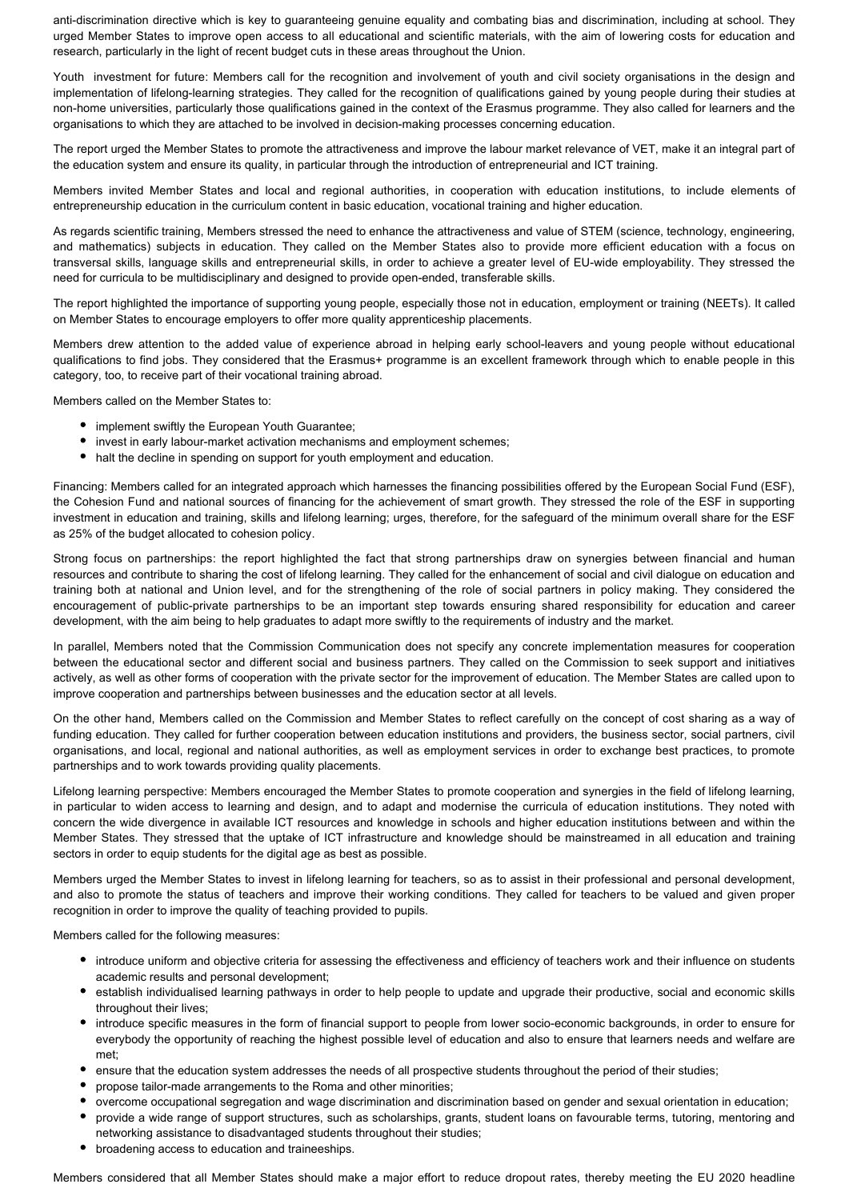anti-discrimination directive which is key to guaranteeing genuine equality and combating bias and discrimination, including at school. They urged Member States to improve open access to all educational and scientific materials, with the aim of lowering costs for education and research, particularly in the light of recent budget cuts in these areas throughout the Union.

Youth investment for future: Members call for the recognition and involvement of youth and civil society organisations in the design and implementation of lifelong-learning strategies. They called for the recognition of qualifications gained by young people during their studies at non-home universities, particularly those qualifications gained in the context of the Erasmus programme. They also called for learners and the organisations to which they are attached to be involved in decision-making processes concerning education.

The report urged the Member States to promote the attractiveness and improve the labour market relevance of VET, make it an integral part of the education system and ensure its quality, in particular through the introduction of entrepreneurial and ICT training.

Members invited Member States and local and regional authorities, in cooperation with education institutions, to include elements of entrepreneurship education in the curriculum content in basic education, vocational training and higher education.

As regards scientific training, Members stressed the need to enhance the attractiveness and value of STEM (science, technology, engineering, and mathematics) subjects in education. They called on the Member States also to provide more efficient education with a focus on transversal skills, language skills and entrepreneurial skills, in order to achieve a greater level of EU-wide employability. They stressed the need for curricula to be multidisciplinary and designed to provide open-ended, transferable skills.

The report highlighted the importance of supporting young people, especially those not in education, employment or training (NEETs). It called on Member States to encourage employers to offer more quality apprenticeship placements.

Members drew attention to the added value of experience abroad in helping early school-leavers and young people without educational qualifications to find jobs. They considered that the Erasmus+ programme is an excellent framework through which to enable people in this category, too, to receive part of their vocational training abroad.

Members called on the Member States to:

- implement swiftly the European Youth Guarantee;
- invest in early labour-market activation mechanisms and employment schemes;
- halt the decline in spending on support for youth employment and education.

Financing: Members called for an integrated approach which harnesses the financing possibilities offered by the European Social Fund (ESF), the Cohesion Fund and national sources of financing for the achievement of smart growth. They stressed the role of the ESF in supporting investment in education and training, skills and lifelong learning; urges, therefore, for the safeguard of the minimum overall share for the ESF as 25% of the budget allocated to cohesion policy.

Strong focus on partnerships: the report highlighted the fact that strong partnerships draw on synergies between financial and human resources and contribute to sharing the cost of lifelong learning. They called for the enhancement of social and civil dialogue on education and training both at national and Union level, and for the strengthening of the role of social partners in policy making. They considered the encouragement of public-private partnerships to be an important step towards ensuring shared responsibility for education and career development, with the aim being to help graduates to adapt more swiftly to the requirements of industry and the market.

In parallel, Members noted that the Commission Communication does not specify any concrete implementation measures for cooperation between the educational sector and different social and business partners. They called on the Commission to seek support and initiatives actively, as well as other forms of cooperation with the private sector for the improvement of education. The Member States are called upon to improve cooperation and partnerships between businesses and the education sector at all levels.

On the other hand, Members called on the Commission and Member States to reflect carefully on the concept of cost sharing as a way of funding education. They called for further cooperation between education institutions and providers, the business sector, social partners, civil organisations, and local, regional and national authorities, as well as employment services in order to exchange best practices, to promote partnerships and to work towards providing quality placements.

Lifelong learning perspective: Members encouraged the Member States to promote cooperation and synergies in the field of lifelong learning, in particular to widen access to learning and design, and to adapt and modernise the curricula of education institutions. They noted with concern the wide divergence in available ICT resources and knowledge in schools and higher education institutions between and within the Member States. They stressed that the uptake of ICT infrastructure and knowledge should be mainstreamed in all education and training sectors in order to equip students for the digital age as best as possible.

Members urged the Member States to invest in lifelong learning for teachers, so as to assist in their professional and personal development, and also to promote the status of teachers and improve their working conditions. They called for teachers to be valued and given proper recognition in order to improve the quality of teaching provided to pupils.

Members called for the following measures:

- introduce uniform and objective criteria for assessing the effectiveness and efficiency of teachers work and their influence on students academic results and personal development;
- establish individualised learning pathways in order to help people to update and upgrade their productive, social and economic skills throughout their lives;
- introduce specific measures in the form of financial support to people from lower socio-economic backgrounds, in order to ensure for everybody the opportunity of reaching the highest possible level of education and also to ensure that learners needs and welfare are met;
- ensure that the education system addresses the needs of all prospective students throughout the period of their studies;
- propose tailor-made arrangements to the Roma and other minorities;
- overcome occupational segregation and wage discrimination and discrimination based on gender and sexual orientation in education;
- provide a wide range of support structures, such as scholarships, grants, student loans on favourable terms, tutoring, mentoring and networking assistance to disadvantaged students throughout their studies;
- broadening access to education and traineeships.

Members considered that all Member States should make a major effort to reduce dropout rates, thereby meeting the EU 2020 headline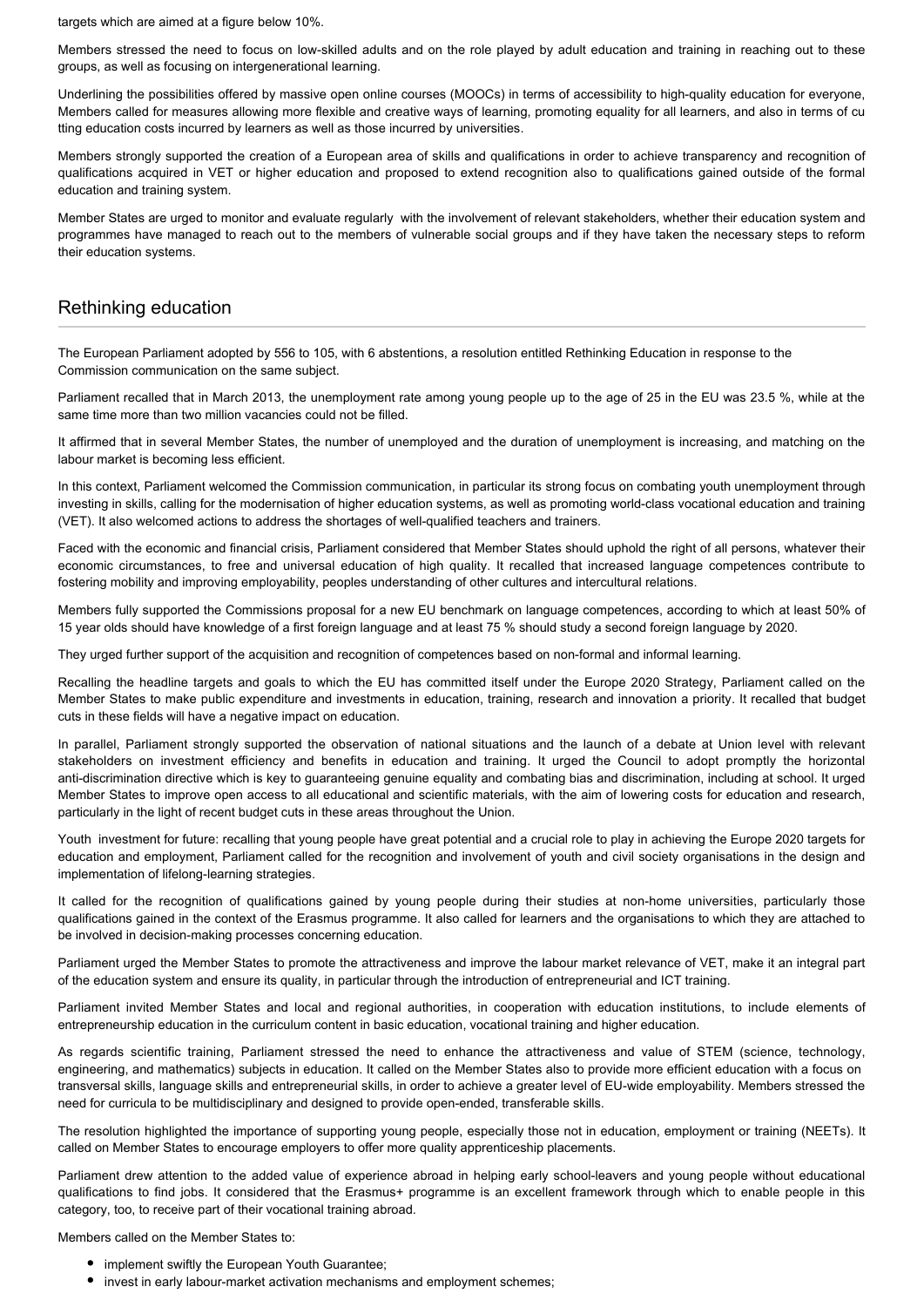targets which are aimed at a figure below 10%.

Members stressed the need to focus on low-skilled adults and on the role played by adult education and training in reaching out to these groups, as well as focusing on intergenerational learning.

Underlining the possibilities offered by massive open online courses (MOOCs) in terms of accessibility to high-quality education for everyone, Members called for measures allowing more flexible and creative ways of learning, promoting equality for all learners, and also in terms of cu tting education costs incurred by learners as well as those incurred by universities.

Members strongly supported the creation of a European area of skills and qualifications in order to achieve transparency and recognition of qualifications acquired in VET or higher education and proposed to extend recognition also to qualifications gained outside of the formal education and training system.

Member States are urged to monitor and evaluate regularly with the involvement of relevant stakeholders, whether their education system and programmes have managed to reach out to the members of vulnerable social groups and if they have taken the necessary steps to reform their education systems.

## Rethinking education

The European Parliament adopted by 556 to 105, with 6 abstentions, a resolution entitled Rethinking Education in response to the Commission communication on the same subject.

Parliament recalled that in March 2013, the unemployment rate among young people up to the age of 25 in the EU was 23.5 %, while at the same time more than two million vacancies could not be filled.

It affirmed that in several Member States, the number of unemployed and the duration of unemployment is increasing, and matching on the labour market is becoming less efficient.

In this context, Parliament welcomed the Commission communication, in particular its strong focus on combating youth unemployment through investing in skills, calling for the modernisation of higher education systems, as well as promoting world-class vocational education and training (VET). It also welcomed actions to address the shortages of well-qualified teachers and trainers.

Faced with the economic and financial crisis, Parliament considered that Member States should uphold the right of all persons, whatever their economic circumstances, to free and universal education of high quality. It recalled that increased language competences contribute to fostering mobility and improving employability, peoples understanding of other cultures and intercultural relations.

Members fully supported the Commissions proposal for a new EU benchmark on language competences, according to which at least 50% of 15 year olds should have knowledge of a first foreign language and at least 75 % should study a second foreign language by 2020.

They urged further support of the acquisition and recognition of competences based on non-formal and informal learning.

Recalling the headline targets and goals to which the EU has committed itself under the Europe 2020 Strategy, Parliament called on the Member States to make public expenditure and investments in education, training, research and innovation a priority. It recalled that budget cuts in these fields will have a negative impact on education.

In parallel, Parliament strongly supported the observation of national situations and the launch of a debate at Union level with relevant stakeholders on investment efficiency and benefits in education and training. It urged the Council to adopt promptly the horizontal anti-discrimination directive which is key to guaranteeing genuine equality and combating bias and discrimination, including at school. It urged Member States to improve open access to all educational and scientific materials, with the aim of lowering costs for education and research, particularly in the light of recent budget cuts in these areas throughout the Union.

Youth investment for future: recalling that young people have great potential and a crucial role to play in achieving the Europe 2020 targets for education and employment, Parliament called for the recognition and involvement of youth and civil society organisations in the design and implementation of lifelong-learning strategies.

It called for the recognition of qualifications gained by young people during their studies at non-home universities, particularly those qualifications gained in the context of the Erasmus programme. It also called for learners and the organisations to which they are attached to be involved in decision-making processes concerning education.

Parliament urged the Member States to promote the attractiveness and improve the labour market relevance of VET, make it an integral part of the education system and ensure its quality, in particular through the introduction of entrepreneurial and ICT training.

Parliament invited Member States and local and regional authorities, in cooperation with education institutions, to include elements of entrepreneurship education in the curriculum content in basic education, vocational training and higher education.

As regards scientific training, Parliament stressed the need to enhance the attractiveness and value of STEM (science, technology, engineering, and mathematics) subjects in education. It called on the Member States also to provide more efficient education with a focus on transversal skills, language skills and entrepreneurial skills, in order to achieve a greater level of EU-wide employability. Members stressed the need for curricula to be multidisciplinary and designed to provide open-ended, transferable skills.

The resolution highlighted the importance of supporting young people, especially those not in education, employment or training (NEETs). It called on Member States to encourage employers to offer more quality apprenticeship placements.

Parliament drew attention to the added value of experience abroad in helping early school-leavers and young people without educational qualifications to find jobs. It considered that the Erasmus+ programme is an excellent framework through which to enable people in this category, too, to receive part of their vocational training abroad.

Members called on the Member States to:

- implement swiftly the European Youth Guarantee;
- invest in early labour-market activation mechanisms and employment schemes;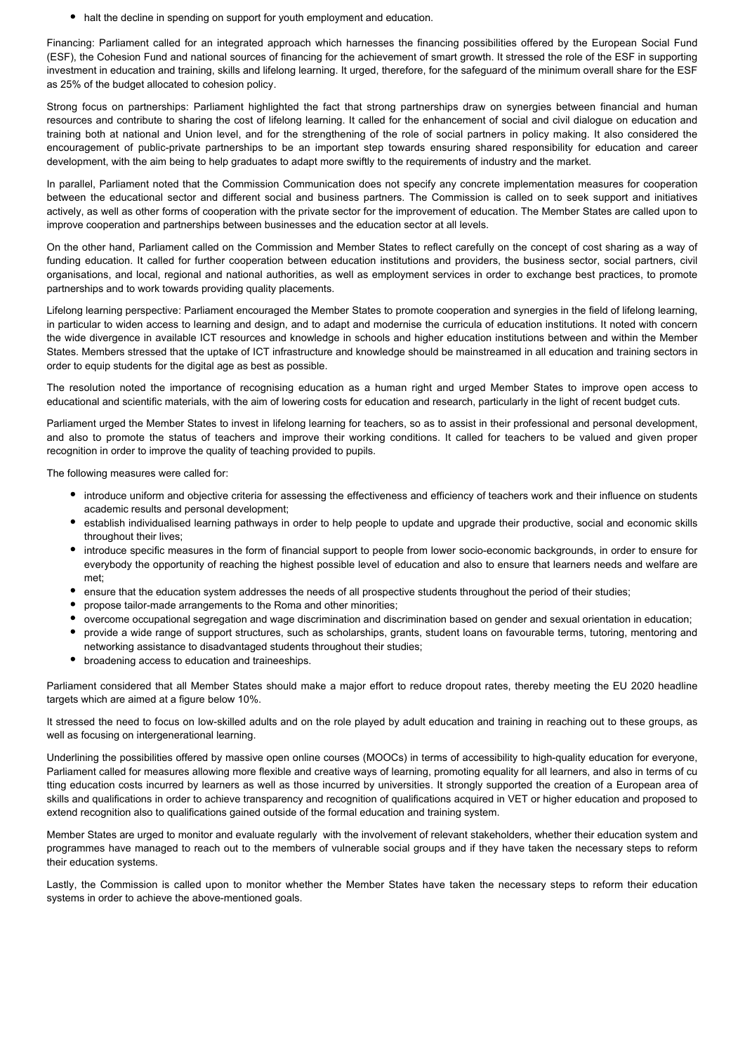- halt the decline in spending on support for youth employment and education.

Financing: Parliament called for an integrated approach which harnesses the financing possibilities offered by the European Social Fund (ESF), the Cohesion Fund and national sources of financing for the achievement of smart growth. It stressed the role of the ESF in supporting investment in education and training, skills and lifelong learning. It urged, therefore, for the safeguard of the minimum overall share for the ESF as 25% of the budget allocated to cohesion policy.

Strong focus on partnerships: Parliament highlighted the fact that strong partnerships draw on synergies between financial and human resources and contribute to sharing the cost of lifelong learning. It called for the enhancement of social and civil dialogue on education and training both at national and Union level, and for the strengthening of the role of social partners in policy making. It also considered the encouragement of public-private partnerships to be an important step towards ensuring shared responsibility for education and career development, with the aim being to help graduates to adapt more swiftly to the requirements of industry and the market.

In parallel, Parliament noted that the Commission Communication does not specify any concrete implementation measures for cooperation between the educational sector and different social and business partners. The Commission is called on to seek support and initiatives actively, as well as other forms of cooperation with the private sector for the improvement of education. The Member States are called upon to improve cooperation and partnerships between businesses and the education sector at all levels.

On the other hand, Parliament called on the Commission and Member States to reflect carefully on the concept of cost sharing as a way of funding education. It called for further cooperation between education institutions and providers, the business sector, social partners, civil organisations, and local, regional and national authorities, as well as employment services in order to exchange best practices, to promote partnerships and to work towards providing quality placements.

Lifelong learning perspective: Parliament encouraged the Member States to promote cooperation and synergies in the field of lifelong learning, in particular to widen access to learning and design, and to adapt and modernise the curricula of education institutions. It noted with concern the wide divergence in available ICT resources and knowledge in schools and higher education institutions between and within the Member States. Members stressed that the uptake of ICT infrastructure and knowledge should be mainstreamed in all education and training sectors in order to equip students for the digital age as best as possible.

The resolution noted the importance of recognising education as a human right and urged Member States to improve open access to educational and scientific materials, with the aim of lowering costs for education and research, particularly in the light of recent budget cuts.

Parliament urged the Member States to invest in lifelong learning for teachers, so as to assist in their professional and personal development, and also to promote the status of teachers and improve their working conditions. It called for teachers to be valued and given proper recognition in order to improve the quality of teaching provided to pupils.

The following measures were called for:

- introduce uniform and objective criteria for assessing the effectiveness and efficiency of teachers work and their influence on students academic results and personal development;
- establish individualised learning pathways in order to help people to update and upgrade their productive, social and economic skills throughout their lives;
- introduce specific measures in the form of financial support to people from lower socio-economic backgrounds, in order to ensure for everybody the opportunity of reaching the highest possible level of education and also to ensure that learners needs and welfare are met;
- ensure that the education system addresses the needs of all prospective students throughout the period of their studies;
- propose tailor-made arrangements to the Roma and other minorities;
- overcome occupational segregation and wage discrimination and discrimination based on gender and sexual orientation in education;
- provide a wide range of support structures, such as scholarships, grants, student loans on favourable terms, tutoring, mentoring and networking assistance to disadvantaged students throughout their studies;
- broadening access to education and traineeships.

Parliament considered that all Member States should make a major effort to reduce dropout rates, thereby meeting the EU 2020 headline targets which are aimed at a figure below 10%.

It stressed the need to focus on low-skilled adults and on the role played by adult education and training in reaching out to these groups, as well as focusing on intergenerational learning.

Underlining the possibilities offered by massive open online courses (MOOCs) in terms of accessibility to high-quality education for everyone, Parliament called for measures allowing more flexible and creative ways of learning, promoting equality for all learners, and also in terms of cu tting education costs incurred by learners as well as those incurred by universities. It strongly supported the creation of a European area of skills and qualifications in order to achieve transparency and recognition of qualifications acquired in VET or higher education and proposed to extend recognition also to qualifications gained outside of the formal education and training system.

Member States are urged to monitor and evaluate regularly with the involvement of relevant stakeholders, whether their education system and programmes have managed to reach out to the members of vulnerable social groups and if they have taken the necessary steps to reform their education systems.

Lastly, the Commission is called upon to monitor whether the Member States have taken the necessary steps to reform their education systems in order to achieve the above-mentioned goals.